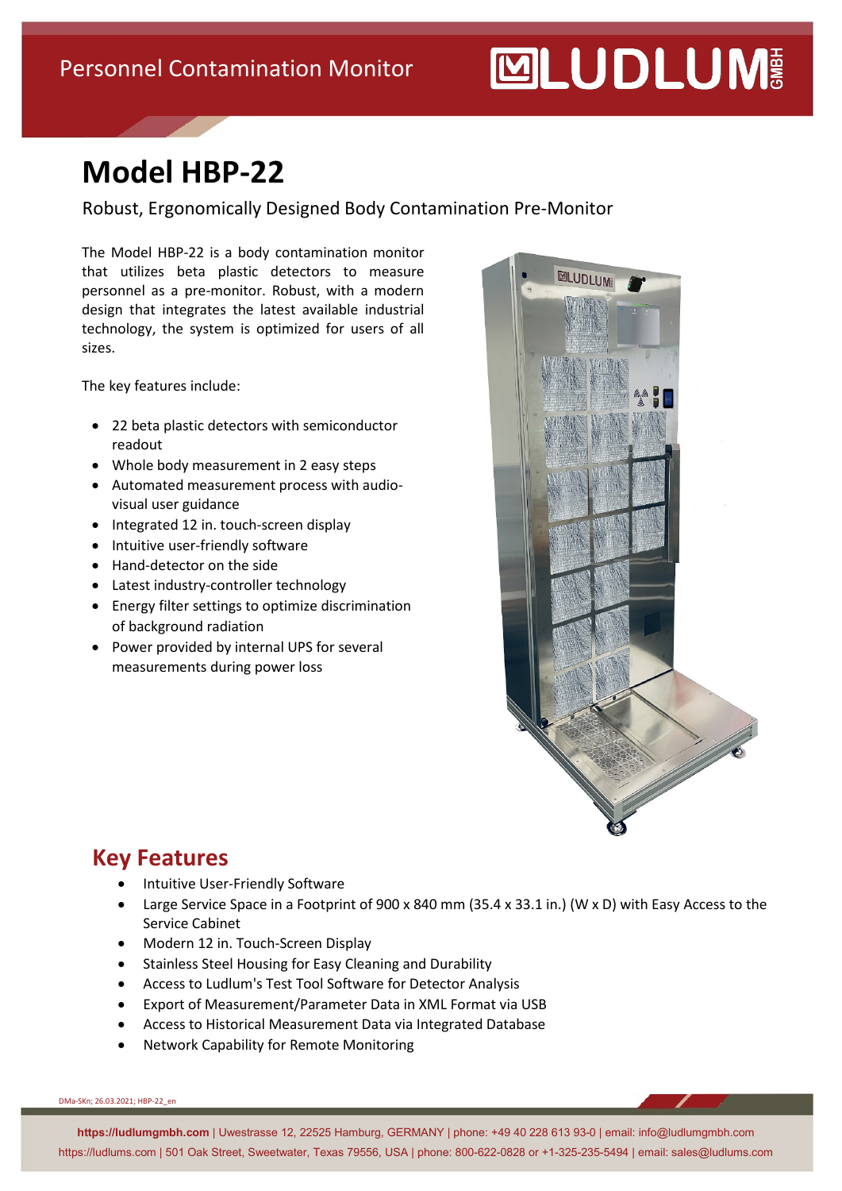Personnel Contamination Monitor

# Model HBP-22

Robust, Ergonomically Designed Body Contamination Pre-Monitor

The Model HBP-22 is a body contamination monitor that utilizes beta plastic detectors to measure personnel as a pre-monitor. Robust, with a modern design that integrates the latest available industrial technology, the system is optimized for users of all sizes.

The key features include:

- 22 beta plastic detectors with semiconductor readout
- Whole body measurement in 2 easy steps
- Automated measurement process with audio-visual user guidance
- Integrated 12 in. touch-screen display
- Intuitive user-friendly software
- Hand-detector on the side
- Latest industry-controller technology
- Energy filter settings to optimize discrimination of background radiation
- Power provided by internal UPS for several measurements during power loss

## Key Features

- Intuitive User-Friendly Software
- Large Service Space in a Footprint of 900 x 840 mm (35.4 x 33.1 in.) (W x D) with Easy Access to the Service Cabinet
- Modern 12 in. Touch-Screen Display
- Stainless Steel Housing for Easy Cleaning and Durability
- Access to Ludlum's Test Tool Software for Detector Analysis
- Export of Measurement/Parameter Data in XML Format via USB
- Access to Historical Measurement Data via Integrated Database
- Network Capability for Remote Monitoring

DMa-SKn; 26.03.2021; HBP-22_en

**https://ludlumgmbh.com** | Uwestrasse 12, 22525 Hamburg, GERMANY | phone: +49 40 228 613 93-0 | email: info@ludlumgmbh.com
https://ludlums.com | 501 Oak Street, Sweetwater, Texas 79556, USA | phone: 800-622-0828 or +1-325-235-5494 | email: sales@ludlums.com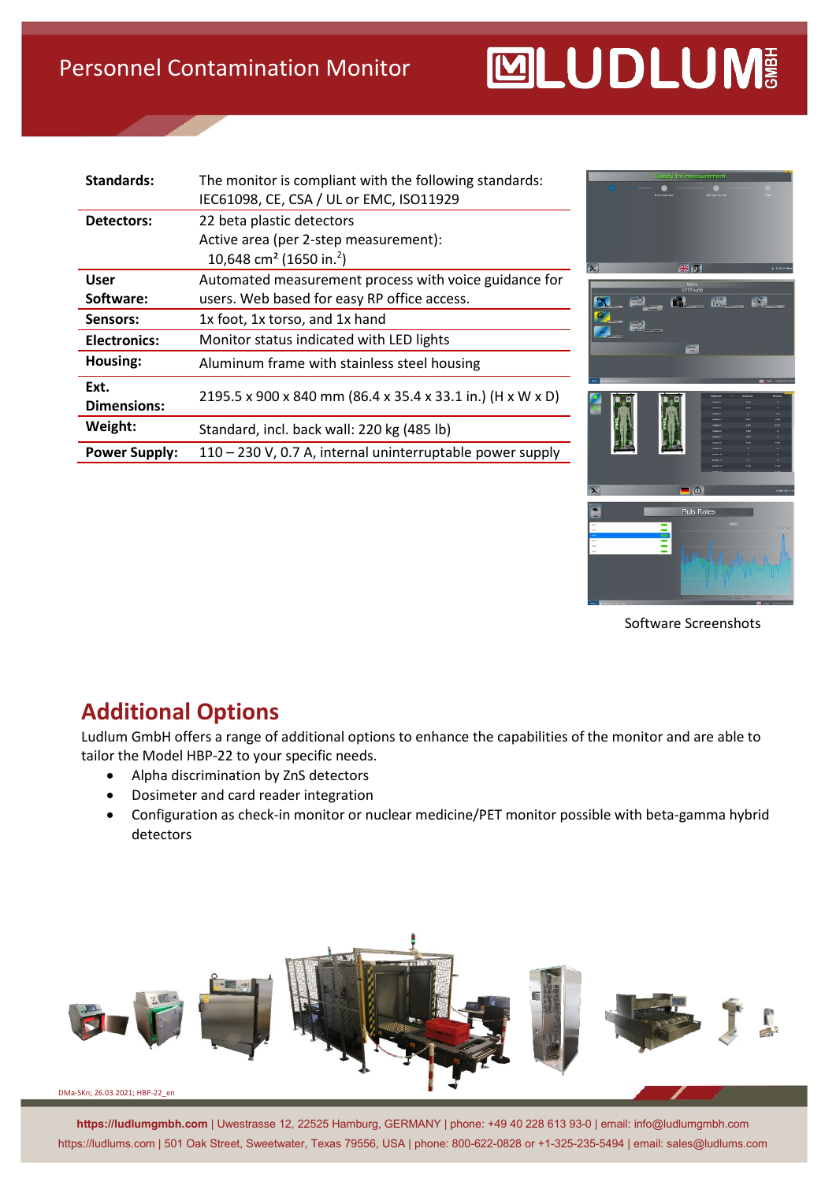| | |
|---|---|
| **Standards:** | The monitor is compliant with the following standards: IEC61098, CE, CSA / UL or EMC, ISO11929 |
| **Detectors:** | 22 beta plastic detectors<br>Active area (per 2-step measurement):<br>10,648 cm² (1650 in.²) |
| **User Software:** | Automated measurement process with voice guidance for users. Web based for easy RP office access. |
| **Sensors:** | 1x foot, 1x torso, and 1x hand |
| **Electronics:** | Monitor status indicated with LED lights |
| **Housing:** | Aluminum frame with stainless steel housing |
| **Ext. Dimensions:** | 2195.5 x 900 x 840 mm (86.4 x 35.4 x 33.1 in.) (H x W x D) |
| **Weight:** | Standard, incl. back wall: 220 kg (485 lb) |
| **Power Supply:** | 110 – 230 V, 0.7 A, internal uninterruptable power supply |

Software Screenshots

## Additional Options

Ludlum GmbH offers a range of additional options to enhance the capabilities of the monitor and are able to tailor the Model HBP-22 to your specific needs.

- Alpha discrimination by ZnS detectors
- Dosimeter and card reader integration
- Configuration as check-in monitor or nuclear medicine/PET monitor possible with beta-gamma hybrid detectors

DMa-SKn; 26.03.2021; HBP-22_en

**https://ludlumgmbh.com** | Uwestrasse 12, 22525 Hamburg, GERMANY | phone: +49 40 228 613 93-0 | email: info@ludlumgmbh.com
https://ludlums.com | 501 Oak Street, Sweetwater, Texas 79556, USA | phone: 800-622-0828 or +1-325-235-5494 | email: sales@ludlums.com